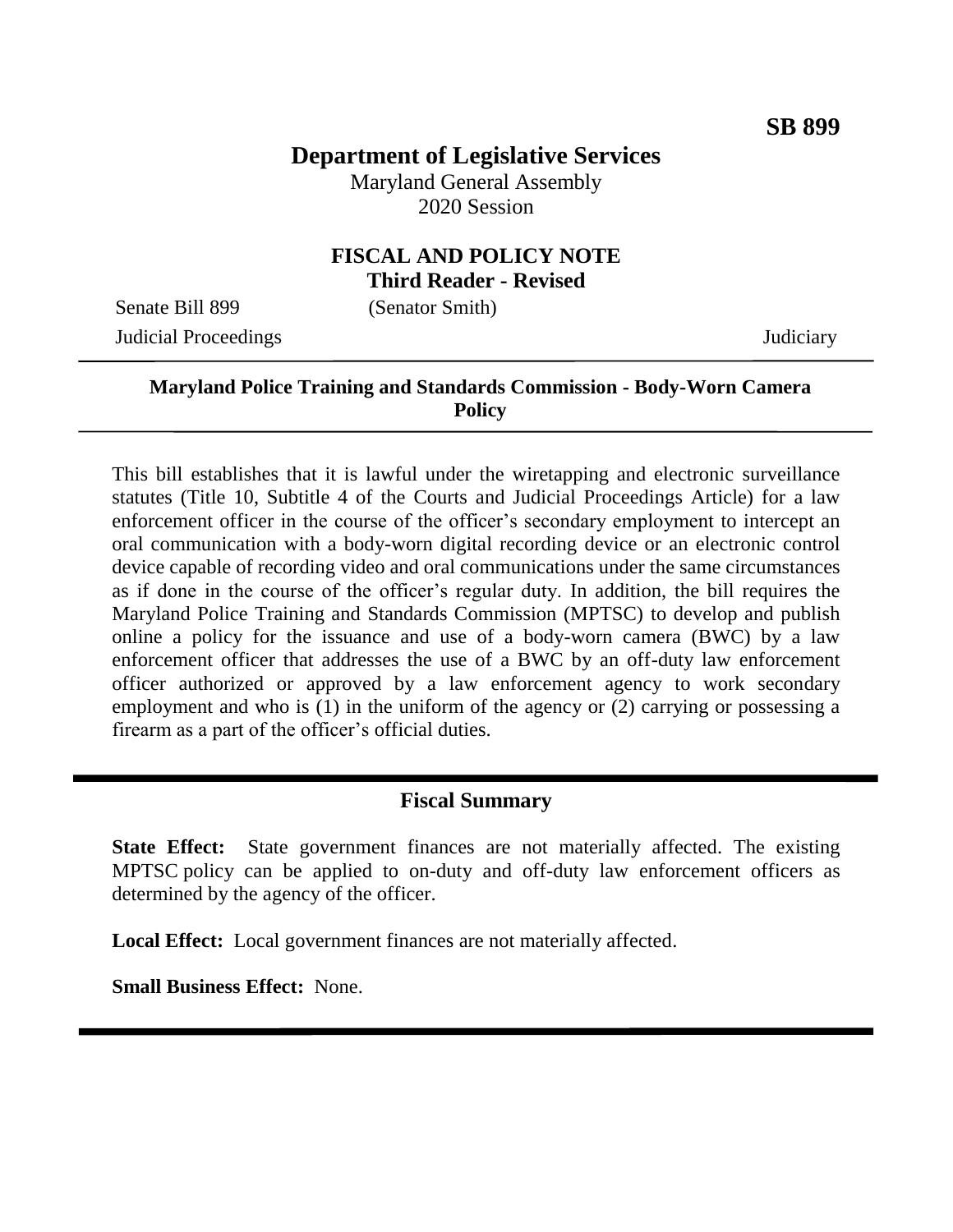**SB 899**

# Department of Legislative Services

Maryland General Assembly
2020 Session

## FISCAL AND POLICY NOTE
**Third Reader - Revised**

Senate Bill 899 (Senator Smith)
Judicial Proceedings Judiciary

---

**Maryland Police Training and Standards Commission - Body-Worn Camera Policy**

---

This bill establishes that it is lawful under the wiretapping and electronic surveillance statutes (Title 10, Subtitle 4 of the Courts and Judicial Proceedings Article) for a law enforcement officer in the course of the officer's secondary employment to intercept an oral communication with a body-worn digital recording device or an electronic control device capable of recording video and oral communications under the same circumstances as if done in the course of the officer's regular duty. In addition, the bill requires the Maryland Police Training and Standards Commission (MPTSC) to develop and publish online a policy for the issuance and use of a body-worn camera (BWC) by a law enforcement officer that addresses the use of a BWC by an off-duty law enforcement officer authorized or approved by a law enforcement agency to work secondary employment and who is (1) in the uniform of the agency or (2) carrying or possessing a firearm as a part of the officer's official duties.

---

## Fiscal Summary

**State Effect:** State government finances are not materially affected. The existing MPTSC policy can be applied to on-duty and off-duty law enforcement officers as determined by the agency of the officer.

**Local Effect:** Local government finances are not materially affected.

**Small Business Effect:** None.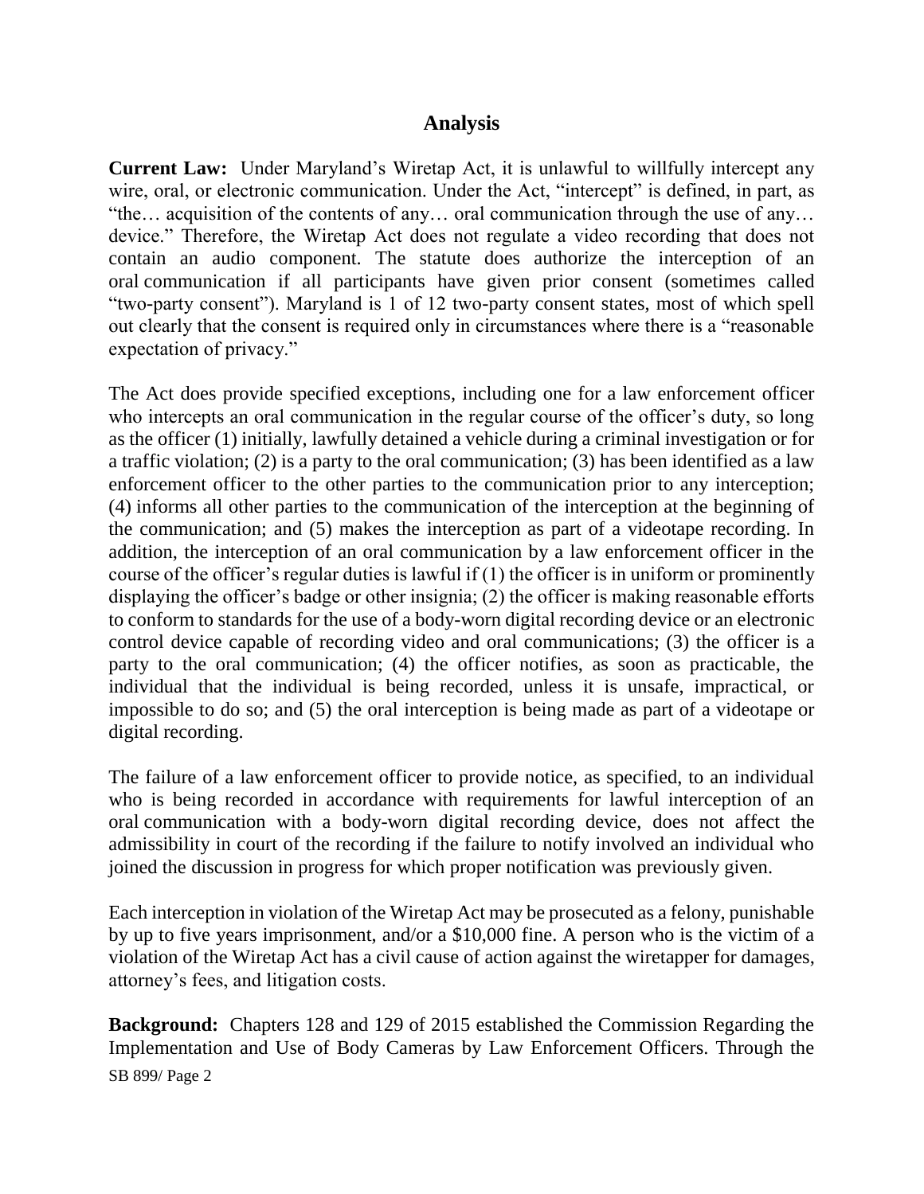## Analysis

**Current Law:** Under Maryland's Wiretap Act, it is unlawful to willfully intercept any wire, oral, or electronic communication. Under the Act, "intercept" is defined, in part, as "the… acquisition of the contents of any… oral communication through the use of any… device." Therefore, the Wiretap Act does not regulate a video recording that does not contain an audio component. The statute does authorize the interception of an oral communication if all participants have given prior consent (sometimes called "two-party consent"). Maryland is 1 of 12 two-party consent states, most of which spell out clearly that the consent is required only in circumstances where there is a "reasonable expectation of privacy."

The Act does provide specified exceptions, including one for a law enforcement officer who intercepts an oral communication in the regular course of the officer's duty, so long as the officer (1) initially, lawfully detained a vehicle during a criminal investigation or for a traffic violation; (2) is a party to the oral communication; (3) has been identified as a law enforcement officer to the other parties to the communication prior to any interception; (4) informs all other parties to the communication of the interception at the beginning of the communication; and (5) makes the interception as part of a videotape recording. In addition, the interception of an oral communication by a law enforcement officer in the course of the officer's regular duties is lawful if (1) the officer is in uniform or prominently displaying the officer's badge or other insignia; (2) the officer is making reasonable efforts to conform to standards for the use of a body-worn digital recording device or an electronic control device capable of recording video and oral communications; (3) the officer is a party to the oral communication; (4) the officer notifies, as soon as practicable, the individual that the individual is being recorded, unless it is unsafe, impractical, or impossible to do so; and (5) the oral interception is being made as part of a videotape or digital recording.

The failure of a law enforcement officer to provide notice, as specified, to an individual who is being recorded in accordance with requirements for lawful interception of an oral communication with a body-worn digital recording device, does not affect the admissibility in court of the recording if the failure to notify involved an individual who joined the discussion in progress for which proper notification was previously given.

Each interception in violation of the Wiretap Act may be prosecuted as a felony, punishable by up to five years imprisonment, and/or a $10,000 fine. A person who is the victim of a violation of the Wiretap Act has a civil cause of action against the wiretapper for damages, attorney's fees, and litigation costs.

**Background:** Chapters 128 and 129 of 2015 established the Commission Regarding the Implementation and Use of Body Cameras by Law Enforcement Officers. Through the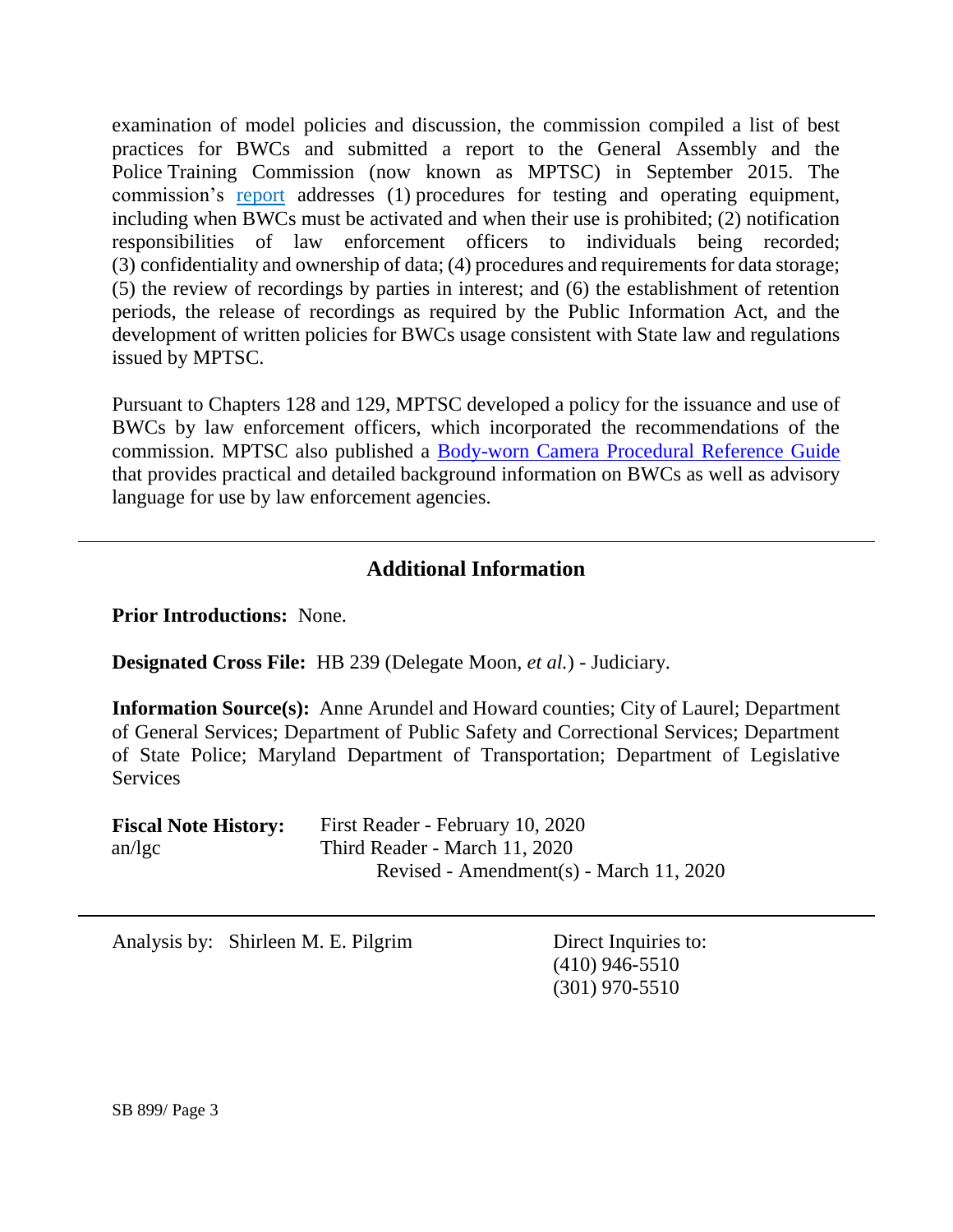examination of model policies and discussion, the commission compiled a list of best practices for BWCs and submitted a report to the General Assembly and the Police Training Commission (now known as MPTSC) in September 2015. The commission's [report](#) addresses (1) procedures for testing and operating equipment, including when BWCs must be activated and when their use is prohibited; (2) notification responsibilities of law enforcement officers to individuals being recorded; (3) confidentiality and ownership of data; (4) procedures and requirements for data storage; (5) the review of recordings by parties in interest; and (6) the establishment of retention periods, the release of recordings as required by the Public Information Act, and the development of written policies for BWCs usage consistent with State law and regulations issued by MPTSC.

Pursuant to Chapters 128 and 129, MPTSC developed a policy for the issuance and use of BWCs by law enforcement officers, which incorporated the recommendations of the commission. MPTSC also published a [Body-worn Camera Procedural Reference Guide](#) that provides practical and detailed background information on BWCs as well as advisory language for use by law enforcement agencies.

---

## Additional Information

**Prior Introductions:** None.

**Designated Cross File:** HB 239 (Delegate Moon, *et al.*) - Judiciary.

**Information Source(s):** Anne Arundel and Howard counties; City of Laurel; Department of General Services; Department of Public Safety and Correctional Services; Department of State Police; Maryland Department of Transportation; Department of Legislative Services

**Fiscal Note History:** First Reader - February 10, 2020
an/lgc Third Reader - March 11, 2020
Revised - Amendment(s) - March 11, 2020

---

Analysis by: Shirleen M. E. Pilgrim

Direct Inquiries to:
(410) 946-5510
(301) 970-5510